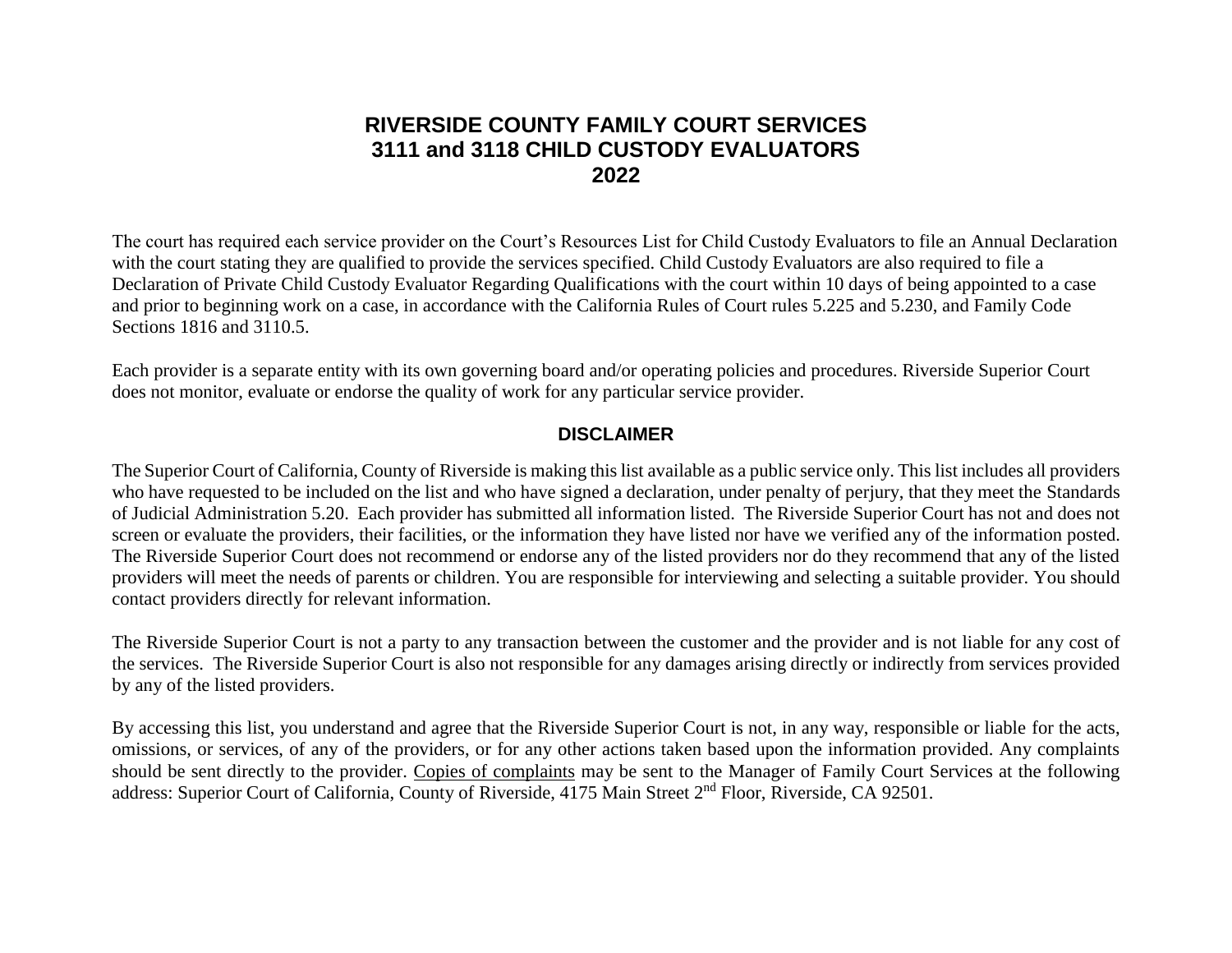# RIVERSIDE COUNTY FAMILY COURT SERVICES
# 3111 and 3118 CHILD CUSTODY EVALUATORS
# 2022

The court has required each service provider on the Court's Resources List for Child Custody Evaluators to file an Annual Declaration with the court stating they are qualified to provide the services specified. Child Custody Evaluators are also required to file a Declaration of Private Child Custody Evaluator Regarding Qualifications with the court within 10 days of being appointed to a case and prior to beginning work on a case, in accordance with the California Rules of Court rules 5.225 and 5.230, and Family Code Sections 1816 and 3110.5.

Each provider is a separate entity with its own governing board and/or operating policies and procedures. Riverside Superior Court does not monitor, evaluate or endorse the quality of work for any particular service provider.

## DISCLAIMER

The Superior Court of California, County of Riverside is making this list available as a public service only. This list includes all providers who have requested to be included on the list and who have signed a declaration, under penalty of perjury, that they meet the Standards of Judicial Administration 5.20. Each provider has submitted all information listed. The Riverside Superior Court has not and does not screen or evaluate the providers, their facilities, or the information they have listed nor have we verified any of the information posted. The Riverside Superior Court does not recommend or endorse any of the listed providers nor do they recommend that any of the listed providers will meet the needs of parents or children. You are responsible for interviewing and selecting a suitable provider. You should contact providers directly for relevant information.

The Riverside Superior Court is not a party to any transaction between the customer and the provider and is not liable for any cost of the services. The Riverside Superior Court is also not responsible for any damages arising directly or indirectly from services provided by any of the listed providers.

By accessing this list, you understand and agree that the Riverside Superior Court is not, in any way, responsible or liable for the acts, omissions, or services, of any of the providers, or for any other actions taken based upon the information provided. Any complaints should be sent directly to the provider. Copies of complaints may be sent to the Manager of Family Court Services at the following address: Superior Court of California, County of Riverside, 4175 Main Street 2nd Floor, Riverside, CA 92501.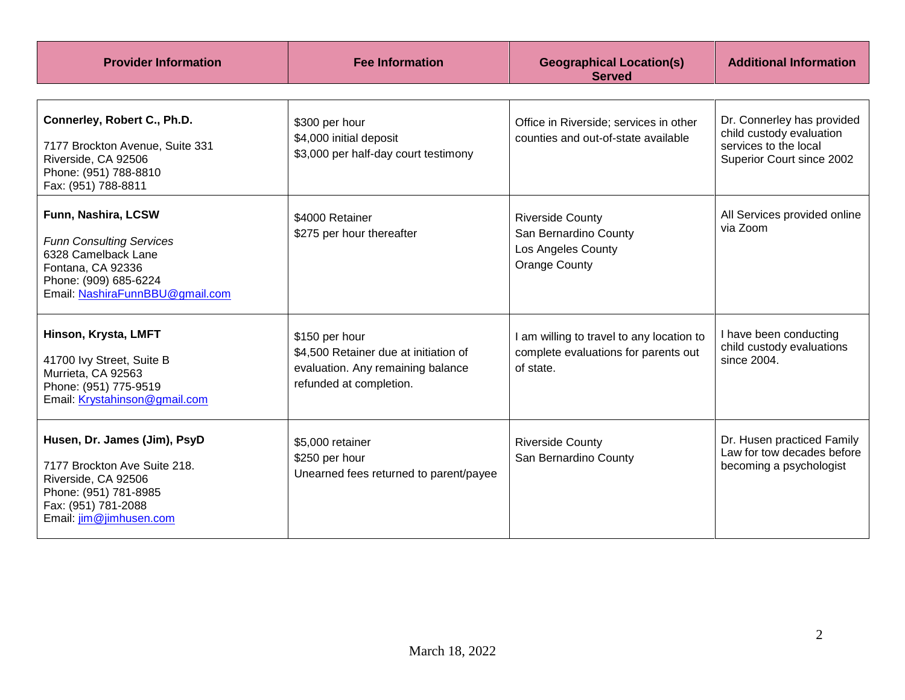| Provider Information | Fee Information | Geographical Location(s) Served | Additional Information |
|---|---|---|---|
| **Connerley, Robert C., Ph.D.**<br><br>7177 Brockton Avenue, Suite 331<br>Riverside, CA 92506<br>Phone: (951) 788-8810<br>Fax: (951) 788-8811 | $300 per hour<br>$4,000 initial deposit<br>$3,000 per half-day court testimony | Office in Riverside; services in other counties and out-of-state available | Dr. Connerley has provided child custody evaluation services to the local Superior Court since 2002 |
| **Funn, Nashira, LCSW**<br><br>*Funn Consulting Services*<br>6328 Camelback Lane<br>Fontana, CA 92336<br>Phone: (909) 685-6224<br>Email: NashiraFunnBBU@gmail.com | $4000 Retainer<br>$275 per hour thereafter | Riverside County<br>San Bernardino County<br>Los Angeles County<br>Orange County | All Services provided online via Zoom |
| **Hinson, Krysta, LMFT**<br><br>41700 Ivy Street, Suite B<br>Murrieta, CA 92563<br>Phone: (951) 775-9519<br>Email: Krystahinson@gmail.com | $150 per hour<br>$4,500 Retainer due at initiation of evaluation. Any remaining balance refunded at completion. | I am willing to travel to any location to complete evaluations for parents out of state. | I have been conducting child custody evaluations since 2004. |
| **Husen, Dr. James (Jim), PsyD**<br><br>7177 Brockton Ave Suite 218.<br>Riverside, CA 92506<br>Phone: (951) 781-8985<br>Fax: (951) 781-2088<br>Email: jim@jimhusen.com | $5,000 retainer<br>$250 per hour<br>Unearned fees returned to parent/payee | Riverside County<br>San Bernardino County | Dr. Husen practiced Family Law for tow decades before becoming a psychologist |

March 18, 2022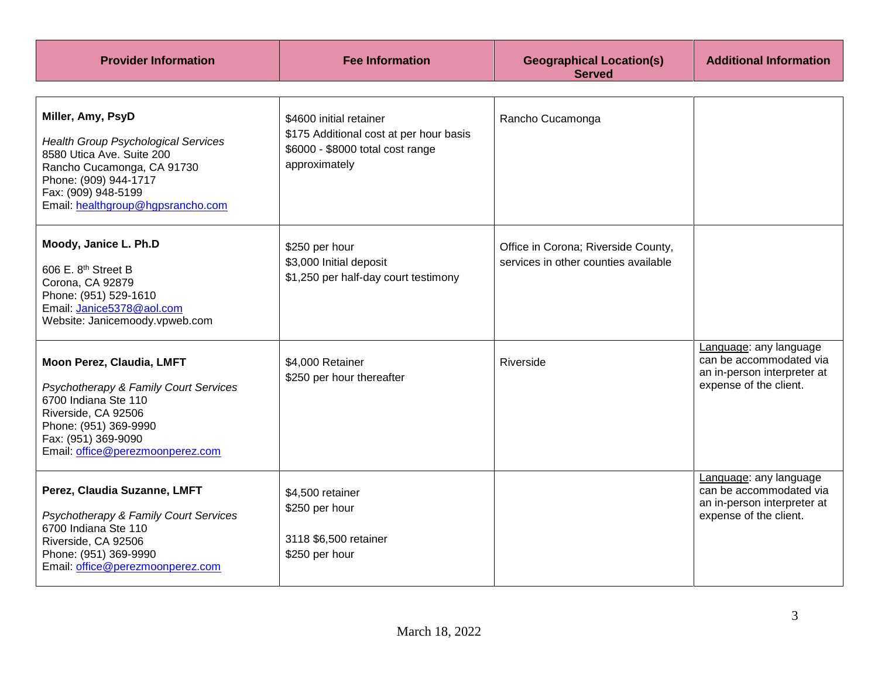| Provider Information | Fee Information | Geographical Location(s) Served | Additional Information |
|---|---|---|---|
| **Miller, Amy, PsyD**<br><br>*Health Group Psychological Services*<br>8580 Utica Ave. Suite 200<br>Rancho Cucamonga, CA 91730<br>Phone: (909) 944-1717<br>Fax: (909) 948-5199<br>Email: healthgroup@hgpsrancho.com | $4600 initial retainer<br>$175 Additional cost at per hour basis<br>$6000 - $8000 total cost range approximately | Rancho Cucamonga | |
| **Moody, Janice L. Ph.D**<br><br>606 E. 8th Street B<br>Corona, CA 92879<br>Phone: (951) 529-1610<br>Email: Janice5378@aol.com<br>Website: Janicemoody.vpweb.com | $250 per hour<br>$3,000 Initial deposit<br>$1,250 per half-day court testimony | Office in Corona; Riverside County, services in other counties available | |
| **Moon Perez, Claudia, LMFT**<br><br>*Psychotherapy & Family Court Services*<br>6700 Indiana Ste 110<br>Riverside, CA 92506<br>Phone: (951) 369-9990<br>Fax: (951) 369-9090<br>Email: office@perezmoonperez.com | $4,000 Retainer<br>$250 per hour thereafter | Riverside | Language: any language can be accommodated via an in-person interpreter at expense of the client. |
| **Perez, Claudia Suzanne, LMFT**<br><br>*Psychotherapy & Family Court Services*<br>6700 Indiana Ste 110<br>Riverside, CA 92506<br>Phone: (951) 369-9990<br>Email: office@perezmoonperez.com | $4,500 retainer<br>$250 per hour<br><br>3118 $6,500 retainer<br>$250 per hour | | Language: any language can be accommodated via an in-person interpreter at expense of the client. |

March 18, 2022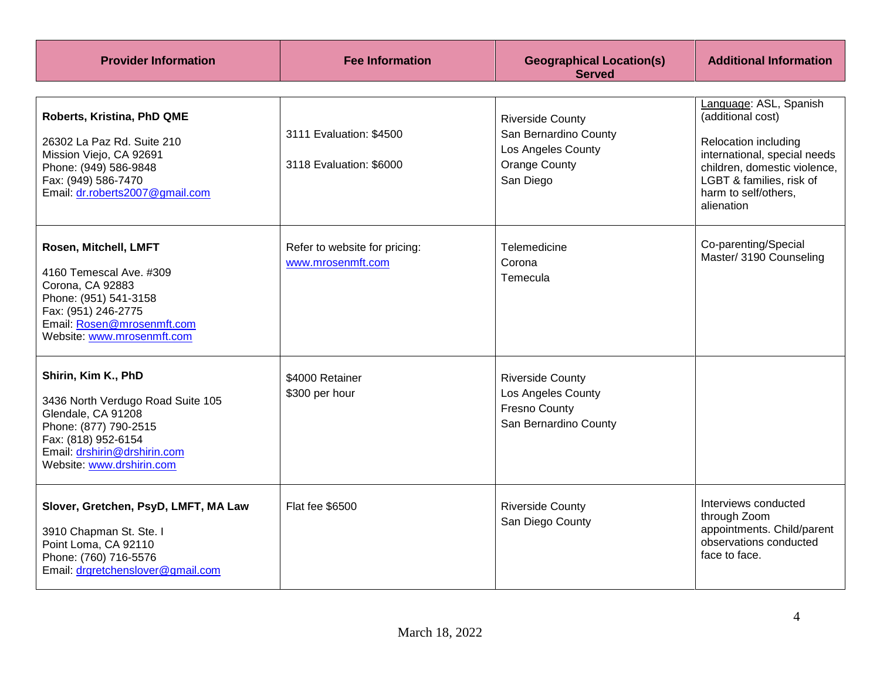| Provider Information | Fee Information | Geographical Location(s) Served | Additional Information |
|---|---|---|---|
| **Roberts, Kristina, PhD QME**<br><br>26302 La Paz Rd. Suite 210<br>Mission Viejo, CA 92691<br>Phone: (949) 586-9848<br>Fax: (949) 586-7470<br>Email: dr.roberts2007@gmail.com | 3111 Evaluation: $4500<br><br>3118 Evaluation: $6000 | Riverside County<br>San Bernardino County<br>Los Angeles County<br>Orange County<br>San Diego | Language: ASL, Spanish (additional cost)<br><br>Relocation including international, special needs children, domestic violence, LGBT & families, risk of harm to self/others, alienation |
| **Rosen, Mitchell, LMFT**<br><br>4160 Temescal Ave. #309<br>Corona, CA 92883<br>Phone: (951) 541-3158<br>Fax: (951) 246-2775<br>Email: Rosen@mrosenmft.com<br>Website: www.mrosenmft.com | Refer to website for pricing: www.mrosenmft.com | Telemedicine<br>Corona<br>Temecula | Co-parenting/Special Master/ 3190 Counseling |
| **Shirin, Kim K., PhD**<br><br>3436 North Verdugo Road Suite 105<br>Glendale, CA 91208<br>Phone: (877) 790-2515<br>Fax: (818) 952-6154<br>Email: drshirin@drshirin.com<br>Website: www.drshirin.com | $4000 Retainer<br>$300 per hour | Riverside County<br>Los Angeles County<br>Fresno County<br>San Bernardino County | |
| **Slover, Gretchen, PsyD, LMFT, MA Law**<br><br>3910 Chapman St. Ste. I<br>Point Loma, CA 92110<br>Phone: (760) 716-5576<br>Email: drgretchenslover@gmail.com | Flat fee $6500 | Riverside County<br>San Diego County | Interviews conducted through Zoom appointments. Child/parent observations conducted face to face. |

March 18, 2022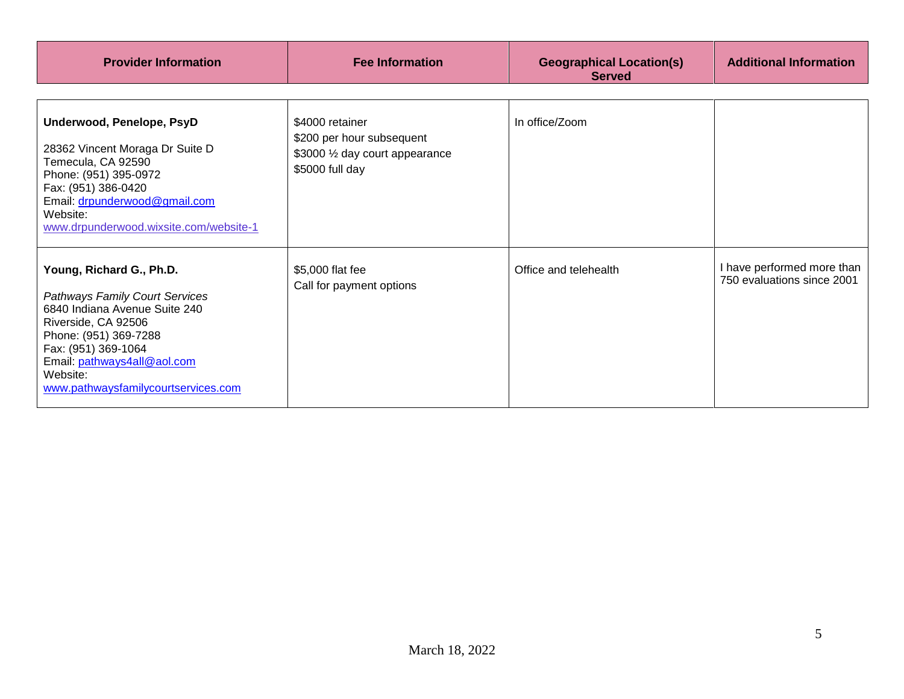| Provider Information | Fee Information | Geographical Location(s) Served | Additional Information |
|---|---|---|---|
| **Underwood, Penelope, PsyD**<br><br>28362 Vincent Moraga Dr Suite D<br>Temecula, CA 92590<br>Phone: (951) 395-0972<br>Fax: (951) 386-0420<br>Email: drpunderwood@gmail.com<br>Website:<br>www.drpunderwood.wixsite.com/website-1 | $4000 retainer<br>$200 per hour subsequent<br>$3000 ½ day court appearance<br>$5000 full day | In office/Zoom | |
| **Young, Richard G., Ph.D.**<br><br>*Pathways Family Court Services*<br>6840 Indiana Avenue Suite 240<br>Riverside, CA 92506<br>Phone: (951) 369-7288<br>Fax: (951) 369-1064<br>Email: pathways4all@aol.com<br>Website:<br>www.pathwaysfamilycourtservices.com | $5,000 flat fee<br>Call for payment options | Office and telehealth | I have performed more than 750 evaluations since 2001 |

March 18, 2022